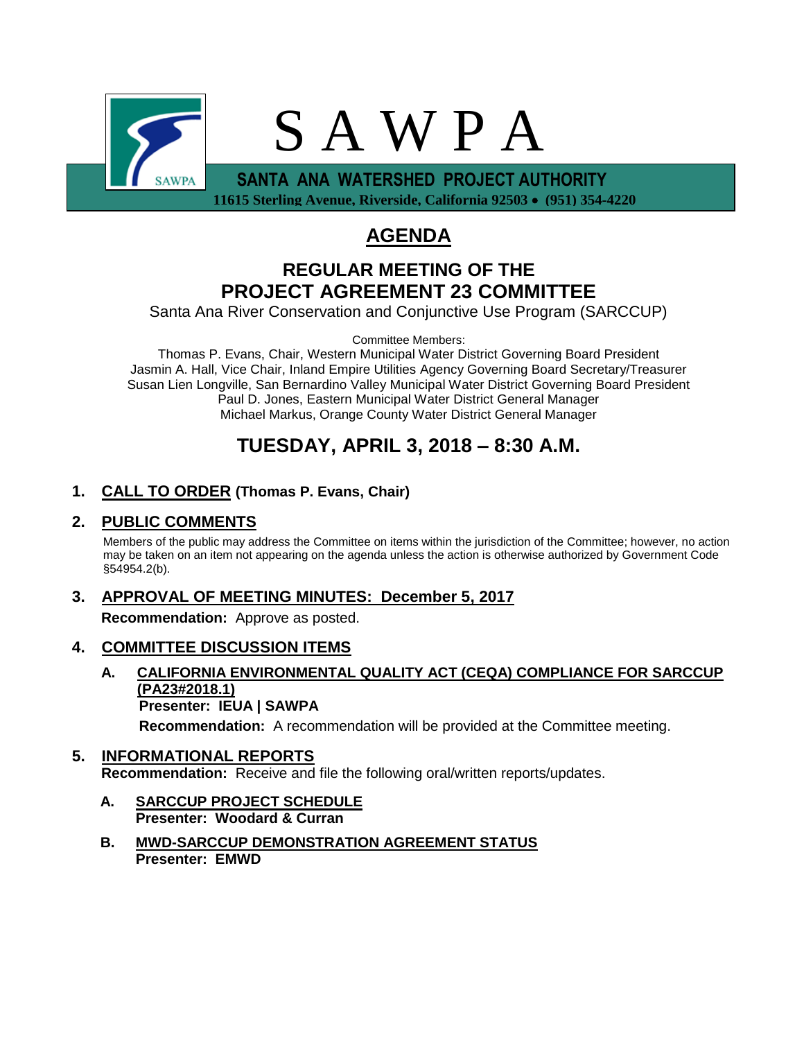# S A W P A

**SANTA ANA WATERSHED PROJECT AUTHORITY**

**11615 Sterling Avenue, Riverside, California 92503 • (951) 354-4220**

# AGENDA

## REGULAR MEETING OF THE PROJECT AGREEMENT 23 COMMITTEE

Santa Ana River Conservation and Conjunctive Use Program (SARCCUP)

Committee Members:

Thomas P. Evans, Chair, Western Municipal Water District Governing Board President
Jasmin A. Hall, Vice Chair, Inland Empire Utilities Agency Governing Board Secretary/Treasurer
Susan Lien Longville, San Bernardino Valley Municipal Water District Governing Board President
Paul D. Jones, Eastern Municipal Water District General Manager
Michael Markus, Orange County Water District General Manager

## TUESDAY, APRIL 3, 2018 – 8:30 A.M.

**1. CALL TO ORDER (Thomas P. Evans, Chair)**

**2. PUBLIC COMMENTS**

Members of the public may address the Committee on items within the jurisdiction of the Committee; however, no action may be taken on an item not appearing on the agenda unless the action is otherwise authorized by Government Code §54954.2(b).

**3. APPROVAL OF MEETING MINUTES: December 5, 2017**

**Recommendation:** Approve as posted.

**4. COMMITTEE DISCUSSION ITEMS**

**A. CALIFORNIA ENVIRONMENTAL QUALITY ACT (CEQA) COMPLIANCE FOR SARCCUP (PA23#2018.1)**
**Presenter: IEUA | SAWPA**
**Recommendation:** A recommendation will be provided at the Committee meeting.

**5. INFORMATIONAL REPORTS**

**Recommendation:** Receive and file the following oral/written reports/updates.

**A. SARCCUP PROJECT SCHEDULE**
**Presenter: Woodard & Curran**

**B. MWD-SARCCUP DEMONSTRATION AGREEMENT STATUS**
**Presenter: EMWD**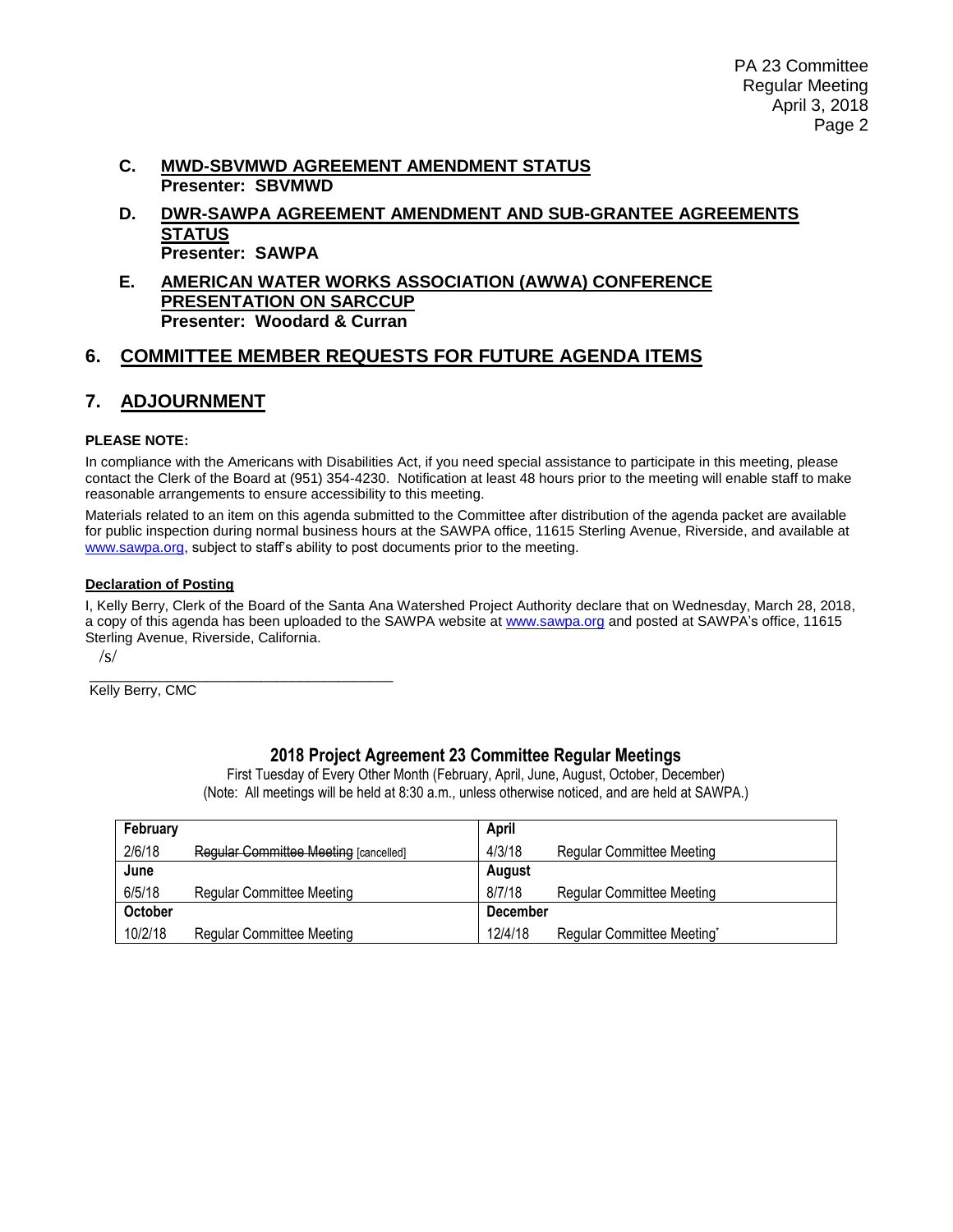**C. MWD-SBVMWD AGREEMENT AMENDMENT STATUS**
**Presenter: SBVMWD**

**D. DWR-SAWPA AGREEMENT AMENDMENT AND SUB-GRANTEE AGREEMENTS STATUS**
**Presenter: SAWPA**

**E. AMERICAN WATER WORKS ASSOCIATION (AWWA) CONFERENCE PRESENTATION ON SARCCUP**
**Presenter: Woodard & Curran**

## 6. COMMITTEE MEMBER REQUESTS FOR FUTURE AGENDA ITEMS

## 7. ADJOURNMENT

**PLEASE NOTE:**

In compliance with the Americans with Disabilities Act, if you need special assistance to participate in this meeting, please contact the Clerk of the Board at (951) 354-4230. Notification at least 48 hours prior to the meeting will enable staff to make reasonable arrangements to ensure accessibility to this meeting.

Materials related to an item on this agenda submitted to the Committee after distribution of the agenda packet are available for public inspection during normal business hours at the SAWPA office, 11615 Sterling Avenue, Riverside, and available at www.sawpa.org, subject to staff's ability to post documents prior to the meeting.

**Declaration of Posting**

I, Kelly Berry, Clerk of the Board of the Santa Ana Watershed Project Authority declare that on Wednesday, March 28, 2018, a copy of this agenda has been uploaded to the SAWPA website at www.sawpa.org and posted at SAWPA's office, 11615 Sterling Avenue, Riverside, California.

/s/

Kelly Berry, CMC

### 2018 Project Agreement 23 Committee Regular Meetings

First Tuesday of Every Other Month (February, April, June, August, October, December)
(Note: All meetings will be held at 8:30 a.m., unless otherwise noticed, and are held at SAWPA.)

| | | | |
|---|---|---|---|
| **February** | | **April** | |
| 2/6/18 | ~~Regular Committee Meeting~~ [cancelled] | 4/3/18 | Regular Committee Meeting |
| **June** | | **August** | |
| 6/5/18 | Regular Committee Meeting | 8/7/18 | Regular Committee Meeting |
| **October** | | **December** | |
| 10/2/18 | Regular Committee Meeting | 12/4/18 | Regular Committee Meeting* |